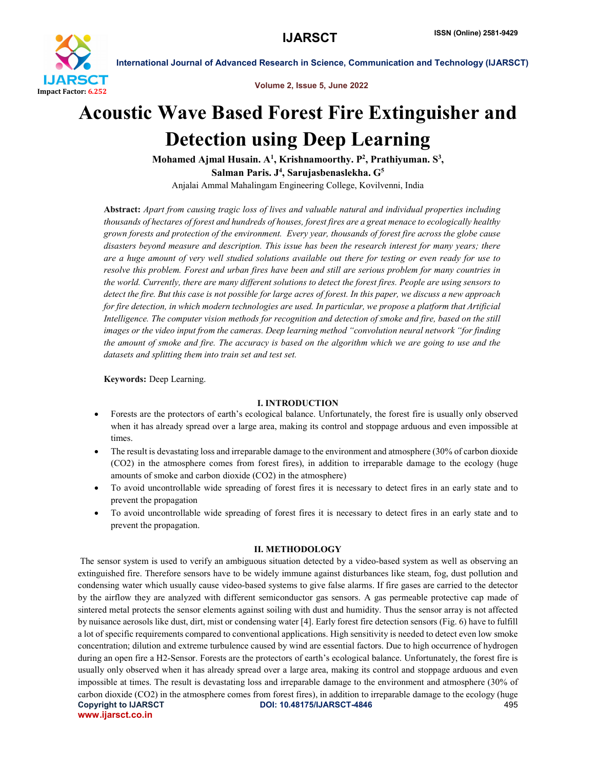# Acoustic Wave Based Forest Fire Extinguisher and Detection using Deep Learning

**Mohamed Ajmal Husain. A[1], Krishnamoorthy. P[2], Prathiyuman. S[3], Salman Paris. J[4], Sarujasbenaslekha. G[5]**

Anjalai Ammal Mahalingam Engineering College, Kovilvenni, India

**Abstract:** *Apart from causing tragic loss of lives and valuable natural and individual properties including thousands of hectares of forest and hundreds of houses, forest fires are a great menace to ecologically healthy grown forests and protection of the environment. Every year, thousands of forest fire across the globe cause disasters beyond measure and description. This issue has been the research interest for many years; there are a huge amount of very well studied solutions available out there for testing or even ready for use to resolve this problem. Forest and urban fires have been and still are serious problem for many countries in the world. Currently, there are many different solutions to detect the forest fires. People are using sensors to detect the fire. But this case is not possible for large acres of forest. In this paper, we discuss a new approach for fire detection, in which modern technologies are used. In particular, we propose a platform that Artificial Intelligence. The computer vision methods for recognition and detection of smoke and fire, based on the still images or the video input from the cameras. Deep learning method "convolution neural network "for finding the amount of smoke and fire. The accuracy is based on the algorithm which we are going to use and the datasets and splitting them into train set and test set.*

**Keywords:** Deep Learning.

## I. INTRODUCTION

- Forests are the protectors of earth's ecological balance. Unfortunately, the forest fire is usually only observed when it has already spread over a large area, making its control and stoppage arduous and even impossible at times.
- The result is devastating loss and irreparable damage to the environment and atmosphere (30% of carbon dioxide ($CO_2$) in the atmosphere comes from forest fires), in addition to irreparable damage to the ecology (huge amounts of smoke and carbon dioxide ($CO_2$) in the atmosphere)
- To avoid uncontrollable wide spreading of forest fires it is necessary to detect fires in an early state and to prevent the propagation
- To avoid uncontrollable wide spreading of forest fires it is necessary to detect fires in an early state and to prevent the propagation.

## II. METHODOLOGY

The sensor system is used to verify an ambiguous situation detected by a video-based system as well as observing an extinguished fire. Therefore sensors have to be widely immune against disturbances like steam, fog, dust pollution and condensing water which usually cause video-based systems to give false alarms. If fire gases are carried to the detector by the airflow they are analyzed with different semiconductor gas sensors. A gas permeable protective cap made of sintered metal protects the sensor elements against soiling with dust and humidity. Thus the sensor array is not affected by nuisance aerosols like dust, dirt, mist or condensing water [4]. Early forest fire detection sensors (Fig. 6) have to fulfill a lot of specific requirements compared to conventional applications. High sensitivity is needed to detect even low smoke concentration; dilution and extreme turbulence caused by wind are essential factors. Due to high occurrence of hydrogen during an open fire a H2-Sensor. Forests are the protectors of earth's ecological balance. Unfortunately, the forest fire is usually only observed when it has already spread over a large area, making its control and stoppage arduous and even impossible at times. The result is devastating loss and irreparable damage to the environment and atmosphere (30% of carbon dioxide ($CO_2$) in the atmosphere comes from forest fires), in addition to irreparable damage to the ecology (huge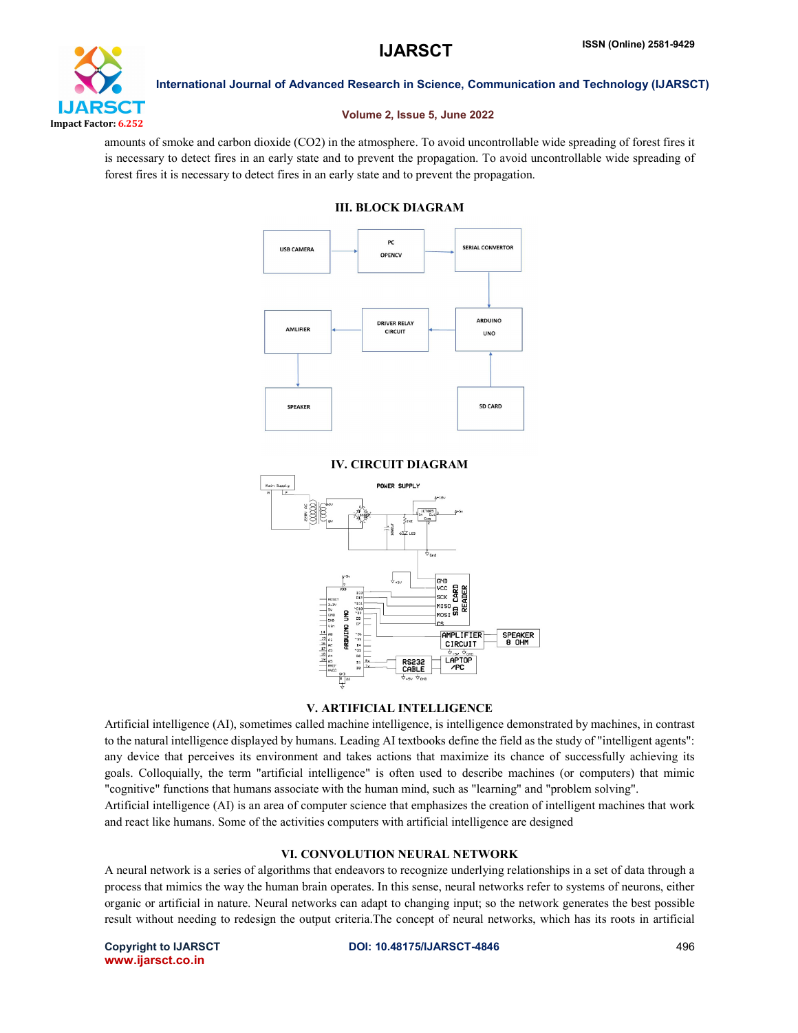amounts of smoke and carbon dioxide ($CO_2$) in the atmosphere. To avoid uncontrollable wide spreading of forest fires it is necessary to detect fires in an early state and to prevent the propagation. To avoid uncontrollable wide spreading of forest fires it is necessary to detect fires in an early state and to prevent the propagation.

## III. BLOCK DIAGRAM

## IV. CIRCUIT DIAGRAM

## V. ARTIFICIAL INTELLIGENCE

Artificial intelligence (AI), sometimes called machine intelligence, is intelligence demonstrated by machines, in contrast to the natural intelligence displayed by humans. Leading AI textbooks define the field as the study of "intelligent agents": any device that perceives its environment and takes actions that maximize its chance of successfully achieving its goals. Colloquially, the term "artificial intelligence" is often used to describe machines (or computers) that mimic "cognitive" functions that humans associate with the human mind, such as "learning" and "problem solving".

Artificial intelligence (AI) is an area of computer science that emphasizes the creation of intelligent machines that work and react like humans. Some of the activities computers with artificial intelligence are designed

## VI. CONVOLUTION NEURAL NETWORK

A neural network is a series of algorithms that endeavors to recognize underlying relationships in a set of data through a process that mimics the way the human brain operates. In this sense, neural networks refer to systems of neurons, either organic or artificial in nature. Neural networks can adapt to changing input; so the network generates the best possible result without needing to redesign the output criteria.The concept of neural networks, which has its roots in artificial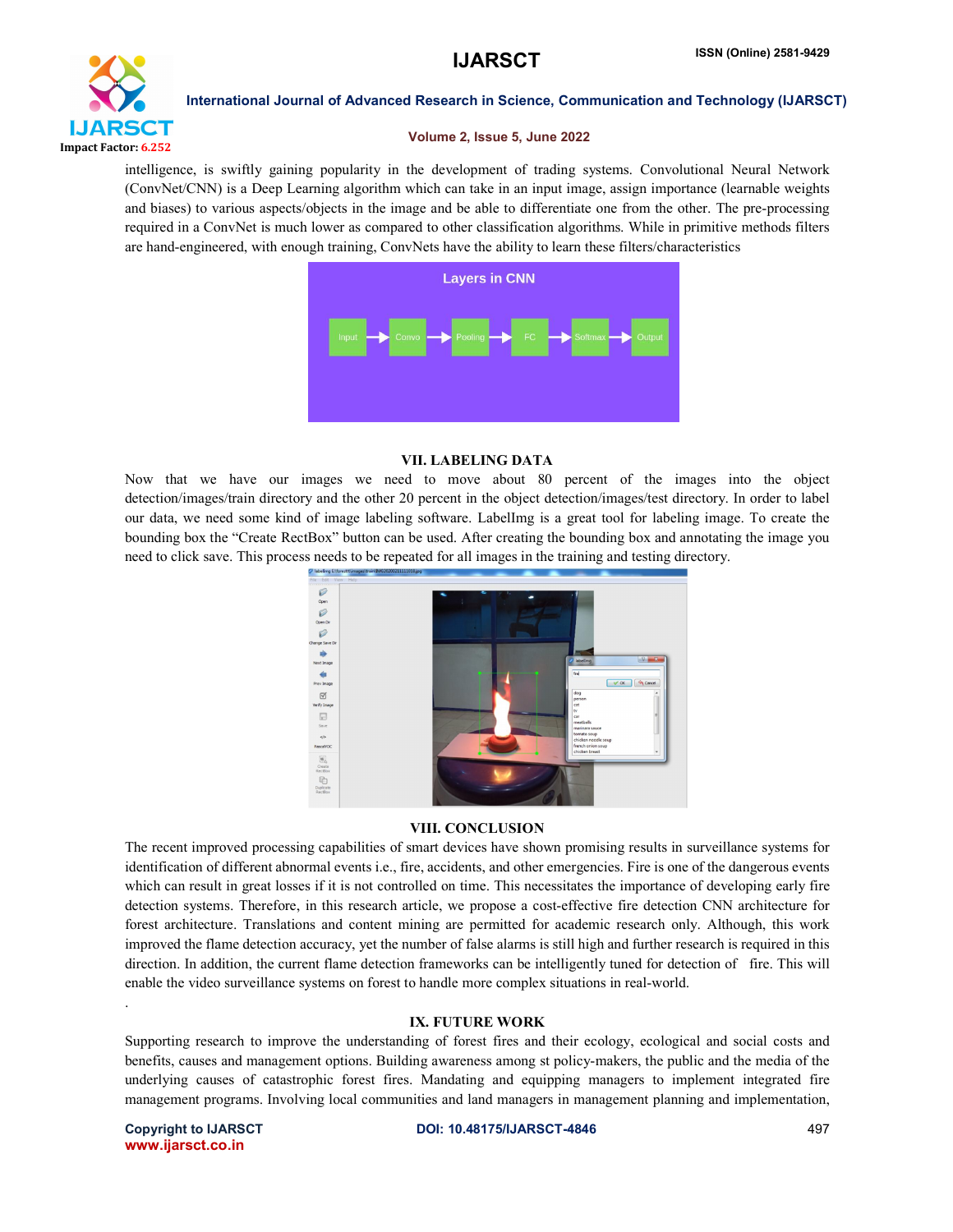intelligence, is swiftly gaining popularity in the development of trading systems. Convolutional Neural Network (ConvNet/CNN) is a Deep Learning algorithm which can take in an input image, assign importance (learnable weights and biases) to various aspects/objects in the image and be able to differentiate one from the other. The pre-processing required in a ConvNet is much lower as compared to other classification algorithms. While in primitive methods filters are hand-engineered, with enough training, ConvNets have the ability to learn these filters/characteristics

## VII. LABELING DATA

Now that we have our images we need to move about 80 percent of the images into the object detection/images/train directory and the other 20 percent in the object detection/images/test directory. In order to label our data, we need some kind of image labeling software. LabelImg is a great tool for labeling image. To create the bounding box the "Create RectBox" button can be used. After creating the bounding box and annotating the image you need to click save. This process needs to be repeated for all images in the training and testing directory.

## VIII. CONCLUSION

The recent improved processing capabilities of smart devices have shown promising results in surveillance systems for identification of different abnormal events i.e., fire, accidents, and other emergencies. Fire is one of the dangerous events which can result in great losses if it is not controlled on time. This necessitates the importance of developing early fire detection systems. Therefore, in this research article, we propose a cost-effective fire detection CNN architecture for forest architecture. Translations and content mining are permitted for academic research only. Although, this work improved the flame detection accuracy, yet the number of false alarms is still high and further research is required in this direction. In addition, the current flame detection frameworks can be intelligently tuned for detection of fire. This will enable the video surveillance systems on forest to handle more complex situations in real-world.

## IX. FUTURE WORK

Supporting research to improve the understanding of forest fires and their ecology, ecological and social costs and benefits, causes and management options. Building awareness among st policy-makers, the public and the media of the underlying causes of catastrophic forest fires. Mandating and equipping managers to implement integrated fire management programs. Involving local communities and land managers in management planning and implementation,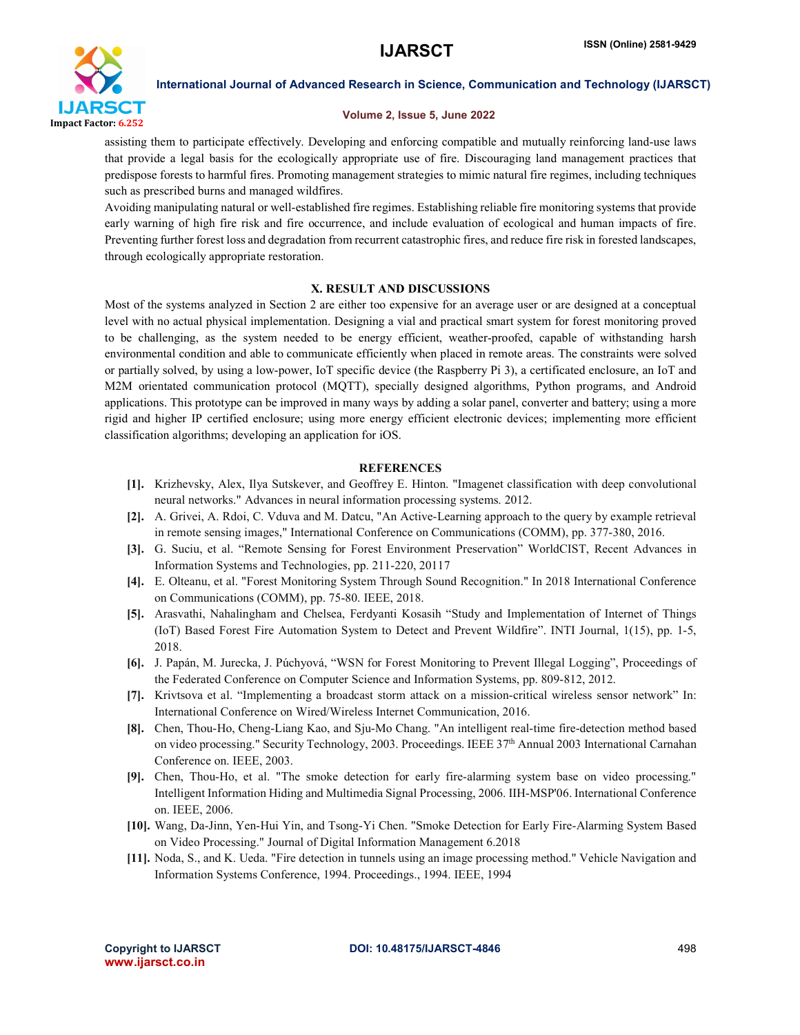assisting them to participate effectively. Developing and enforcing compatible and mutually reinforcing land-use laws that provide a legal basis for the ecologically appropriate use of fire. Discouraging land management practices that predispose forests to harmful fires. Promoting management strategies to mimic natural fire regimes, including techniques such as prescribed burns and managed wildfires.

Avoiding manipulating natural or well-established fire regimes. Establishing reliable fire monitoring systems that provide early warning of high fire risk and fire occurrence, and include evaluation of ecological and human impacts of fire. Preventing further forest loss and degradation from recurrent catastrophic fires, and reduce fire risk in forested landscapes, through ecologically appropriate restoration.

## X. RESULT AND DISCUSSIONS

Most of the systems analyzed in Section 2 are either too expensive for an average user or are designed at a conceptual level with no actual physical implementation. Designing a vial and practical smart system for forest monitoring proved to be challenging, as the system needed to be energy efficient, weather-proofed, capable of withstanding harsh environmental condition and able to communicate efficiently when placed in remote areas. The constraints were solved or partially solved, by using a low-power, IoT specific device (the Raspberry Pi 3), a certificated enclosure, an IoT and M2M orientated communication protocol (MQTT), specially designed algorithms, Python programs, and Android applications. This prototype can be improved in many ways by adding a solar panel, converter and battery; using a more rigid and higher IP certified enclosure; using more energy efficient electronic devices; implementing more efficient classification algorithms; developing an application for iOS.

## REFERENCES

[1]. Krizhevsky, Alex, Ilya Sutskever, and Geoffrey E. Hinton. "Imagenet classification with deep convolutional neural networks." Advances in neural information processing systems. 2012.

[2]. A. Grivei, A. Rdoi, C. Vduva and M. Datcu, "An Active-Learning approach to the query by example retrieval in remote sensing images," International Conference on Communications (COMM), pp. 377-380, 2016.

[3]. G. Suciu, et al. "Remote Sensing for Forest Environment Preservation" WorldCIST, Recent Advances in Information Systems and Technologies, pp. 211-220, 20117

[4]. E. Olteanu, et al. "Forest Monitoring System Through Sound Recognition." In 2018 International Conference on Communications (COMM), pp. 75-80. IEEE, 2018.

[5]. Arasvathi, Nahalingham and Chelsea, Ferdyanti Kosasih "Study and Implementation of Internet of Things (IoT) Based Forest Fire Automation System to Detect and Prevent Wildfire". INTI Journal, 1(15), pp. 1-5, 2018.

[6]. J. Papán, M. Jurecka, J. Púchyová, "WSN for Forest Monitoring to Prevent Illegal Logging", Proceedings of the Federated Conference on Computer Science and Information Systems, pp. 809-812, 2012.

[7]. Krivtsova et al. "Implementing a broadcast storm attack on a mission-critical wireless sensor network" In: International Conference on Wired/Wireless Internet Communication, 2016.

[8]. Chen, Thou-Ho, Cheng-Liang Kao, and Sju-Mo Chang. "An intelligent real-time fire-detection method based on video processing." Security Technology, 2003. Proceedings. IEEE 37th Annual 2003 International Carnahan Conference on. IEEE, 2003.

[9]. Chen, Thou-Ho, et al. "The smoke detection for early fire-alarming system base on video processing." Intelligent Information Hiding and Multimedia Signal Processing, 2006. IIH-MSP'06. International Conference on. IEEE, 2006.

[10]. Wang, Da-Jinn, Yen-Hui Yin, and Tsong-Yi Chen. "Smoke Detection for Early Fire-Alarming System Based on Video Processing." Journal of Digital Information Management 6.2018

[11]. Noda, S., and K. Ueda. "Fire detection in tunnels using an image processing method." Vehicle Navigation and Information Systems Conference, 1994. Proceedings., 1994. IEEE, 1994